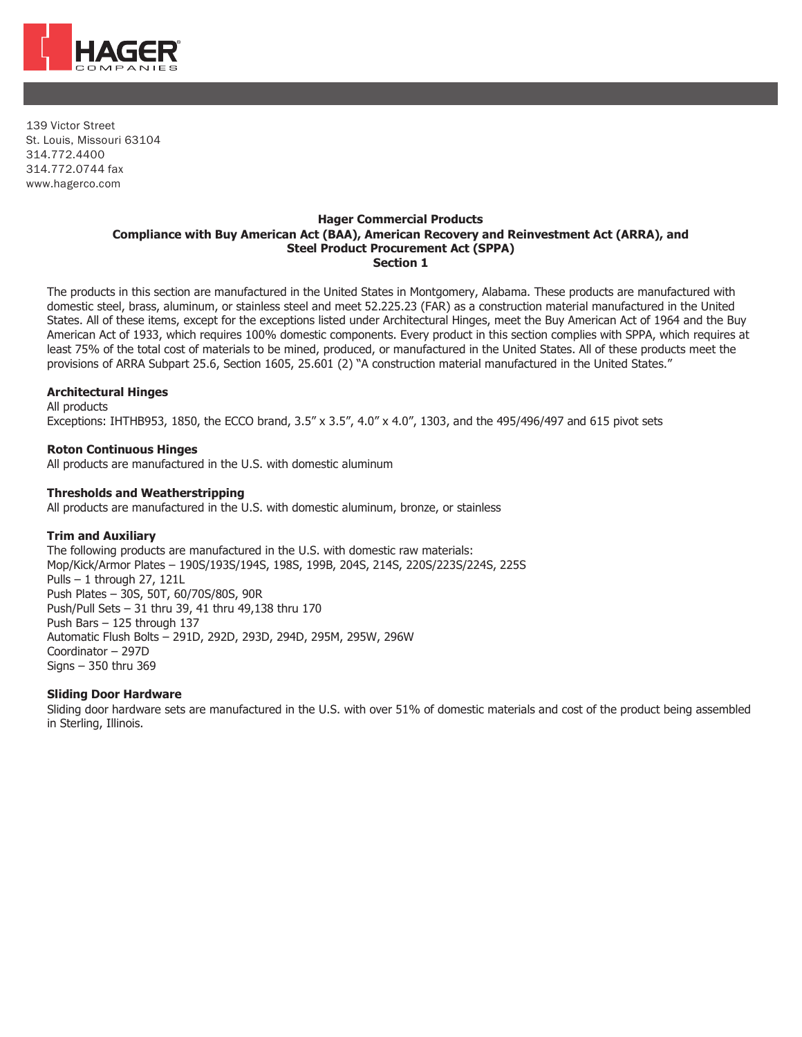HAGER COMPANIES

139 Victor Street
St. Louis, Missouri 63104
314.772.4400
314.772.0744 fax
www.hagerco.com

# Hager Commercial Products
## Compliance with Buy American Act (BAA), American Recovery and Reinvestment Act (ARRA), and Steel Product Procurement Act (SPPA)
## Section 1

The products in this section are manufactured in the United States in Montgomery, Alabama. These products are manufactured with domestic steel, brass, aluminum, or stainless steel and meet 52.225.23 (FAR) as a construction material manufactured in the United States. All of these items, except for the exceptions listed under Architectural Hinges, meet the Buy American Act of 1964 and the Buy American Act of 1933, which requires 100% domestic components. Every product in this section complies with SPPA, which requires at least 75% of the total cost of materials to be mined, produced, or manufactured in the United States. All of these products meet the provisions of ARRA Subpart 25.6, Section 1605, 25.601 (2) "A construction material manufactured in the United States."

**Architectural Hinges**
All products
Exceptions: IHTHB953, 1850, the ECCO brand, 3.5" x 3.5", 4.0" x 4.0", 1303, and the 495/496/497 and 615 pivot sets

**Roton Continuous Hinges**
All products are manufactured in the U.S. with domestic aluminum

**Thresholds and Weatherstripping**
All products are manufactured in the U.S. with domestic aluminum, bronze, or stainless

**Trim and Auxiliary**
The following products are manufactured in the U.S. with domestic raw materials:
Mop/Kick/Armor Plates – 190S/193S/194S, 198S, 199B, 204S, 214S, 220S/223S/224S, 225S
Pulls – 1 through 27, 121L
Push Plates – 30S, 50T, 60/70S/80S, 90R
Push/Pull Sets – 31 thru 39, 41 thru 49,138 thru 170
Push Bars – 125 through 137
Automatic Flush Bolts – 291D, 292D, 293D, 294D, 295M, 295W, 296W
Coordinator – 297D
Signs – 350 thru 369

**Sliding Door Hardware**
Sliding door hardware sets are manufactured in the U.S. with over 51% of domestic materials and cost of the product being assembled in Sterling, Illinois.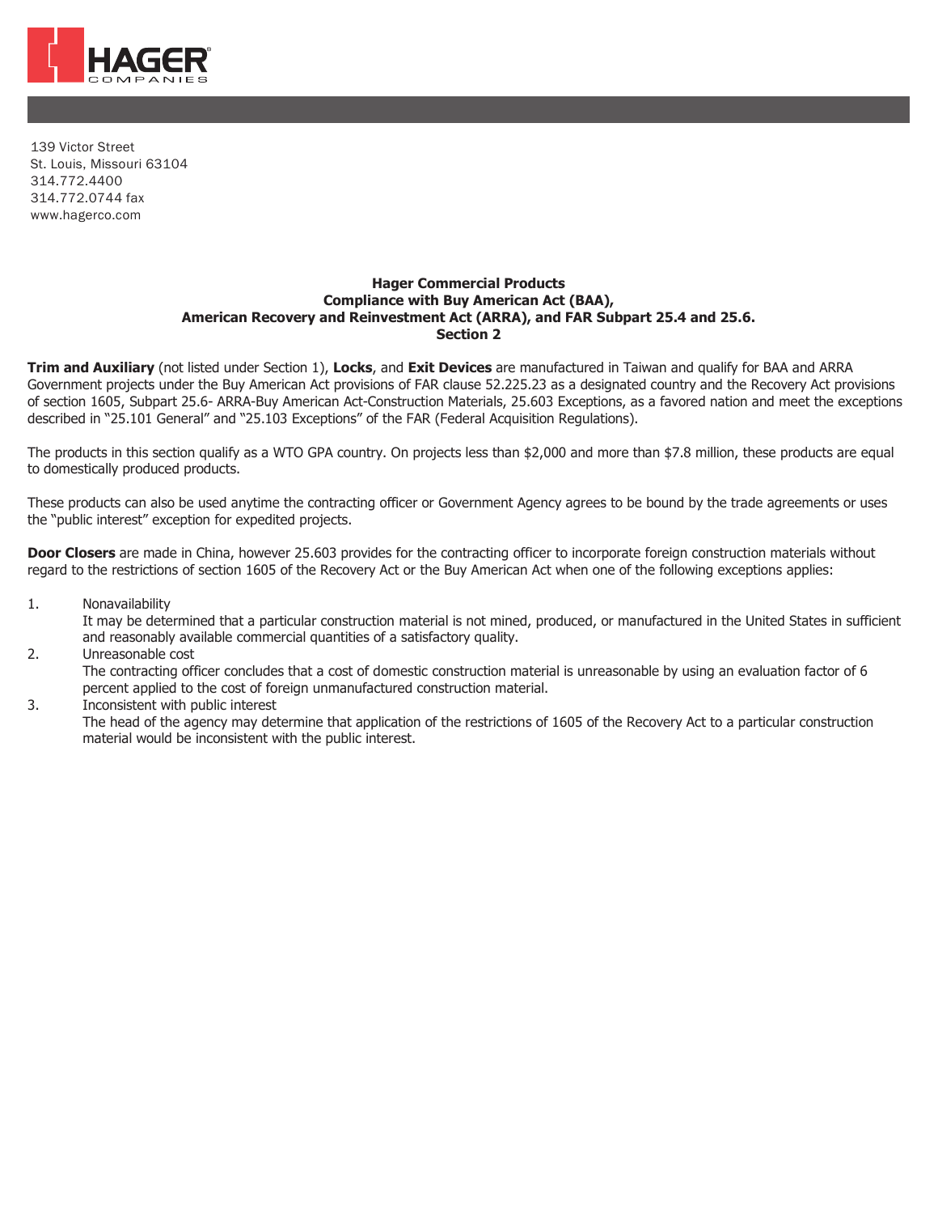HAGER COMPANIES

139 Victor Street
St. Louis, Missouri 63104
314.772.4400
314.772.0744 fax
www.hagerco.com

**Hager Commercial Products**
**Compliance with Buy American Act (BAA),**
**American Recovery and Reinvestment Act (ARRA), and FAR Subpart 25.4 and 25.6.**
**Section 2**

**Trim and Auxiliary** (not listed under Section 1), **Locks**, and **Exit Devices** are manufactured in Taiwan and qualify for BAA and ARRA Government projects under the Buy American Act provisions of FAR clause 52.225.23 as a designated country and the Recovery Act provisions of section 1605, Subpart 25.6- ARRA-Buy American Act-Construction Materials, 25.603 Exceptions, as a favored nation and meet the exceptions described in "25.101 General" and "25.103 Exceptions" of the FAR (Federal Acquisition Regulations).

The products in this section qualify as a WTO GPA country. On projects less than $2,000 and more than $7.8 million, these products are equal to domestically produced products.

These products can also be used anytime the contracting officer or Government Agency agrees to be bound by the trade agreements or uses the "public interest" exception for expedited projects.

**Door Closers** are made in China, however 25.603 provides for the contracting officer to incorporate foreign construction materials without regard to the restrictions of section 1605 of the Recovery Act or the Buy American Act when one of the following exceptions applies:

1. Nonavailability
   It may be determined that a particular construction material is not mined, produced, or manufactured in the United States in sufficient and reasonably available commercial quantities of a satisfactory quality.
2. Unreasonable cost
   The contracting officer concludes that a cost of domestic construction material is unreasonable by using an evaluation factor of 6 percent applied to the cost of foreign unmanufactured construction material.
3. Inconsistent with public interest
   The head of the agency may determine that application of the restrictions of 1605 of the Recovery Act to a particular construction material would be inconsistent with the public interest.